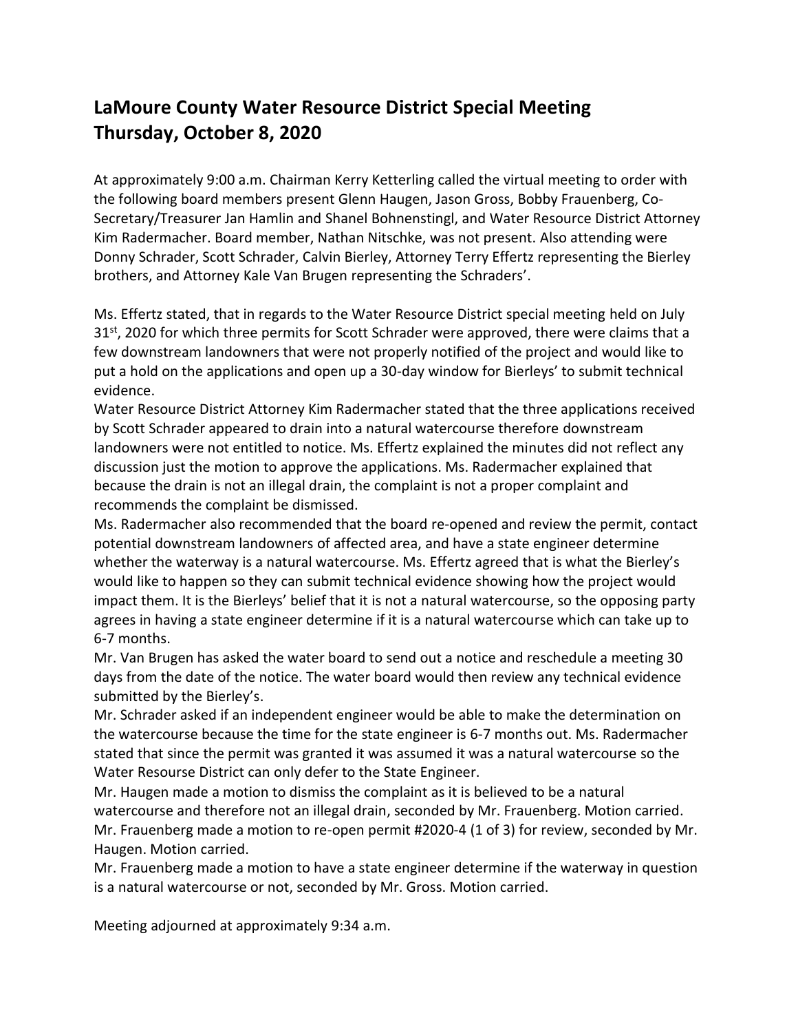# LaMoure County Water Resource District Special Meeting
# Thursday, October 8, 2020

At approximately 9:00 a.m. Chairman Kerry Ketterling called the virtual meeting to order with the following board members present Glenn Haugen, Jason Gross, Bobby Frauenberg, Co-Secretary/Treasurer Jan Hamlin and Shanel Bohnenstingl, and Water Resource District Attorney Kim Radermacher. Board member, Nathan Nitschke, was not present. Also attending were Donny Schrader, Scott Schrader, Calvin Bierley, Attorney Terry Effertz representing the Bierley brothers, and Attorney Kale Van Brugen representing the Schraders'.

Ms. Effertz stated, that in regards to the Water Resource District special meeting held on July 31st, 2020 for which three permits for Scott Schrader were approved, there were claims that a few downstream landowners that were not properly notified of the project and would like to put a hold on the applications and open up a 30-day window for Bierleys' to submit technical evidence.

Water Resource District Attorney Kim Radermacher stated that the three applications received by Scott Schrader appeared to drain into a natural watercourse therefore downstream landowners were not entitled to notice. Ms. Effertz explained the minutes did not reflect any discussion just the motion to approve the applications. Ms. Radermacher explained that because the drain is not an illegal drain, the complaint is not a proper complaint and recommends the complaint be dismissed.

Ms. Radermacher also recommended that the board re-opened and review the permit, contact potential downstream landowners of affected area, and have a state engineer determine whether the waterway is a natural watercourse. Ms. Effertz agreed that is what the Bierley's would like to happen so they can submit technical evidence showing how the project would impact them. It is the Bierleys' belief that it is not a natural watercourse, so the opposing party agrees in having a state engineer determine if it is a natural watercourse which can take up to 6-7 months.

Mr. Van Brugen has asked the water board to send out a notice and reschedule a meeting 30 days from the date of the notice. The water board would then review any technical evidence submitted by the Bierley's.

Mr. Schrader asked if an independent engineer would be able to make the determination on the watercourse because the time for the state engineer is 6-7 months out. Ms. Radermacher stated that since the permit was granted it was assumed it was a natural watercourse so the Water Resourse District can only defer to the State Engineer.

Mr. Haugen made a motion to dismiss the complaint as it is believed to be a natural watercourse and therefore not an illegal drain, seconded by Mr. Frauenberg. Motion carried.

Mr. Frauenberg made a motion to re-open permit #2020-4 (1 of 3) for review, seconded by Mr. Haugen. Motion carried.

Mr. Frauenberg made a motion to have a state engineer determine if the waterway in question is a natural watercourse or not, seconded by Mr. Gross. Motion carried.

Meeting adjourned at approximately 9:34 a.m.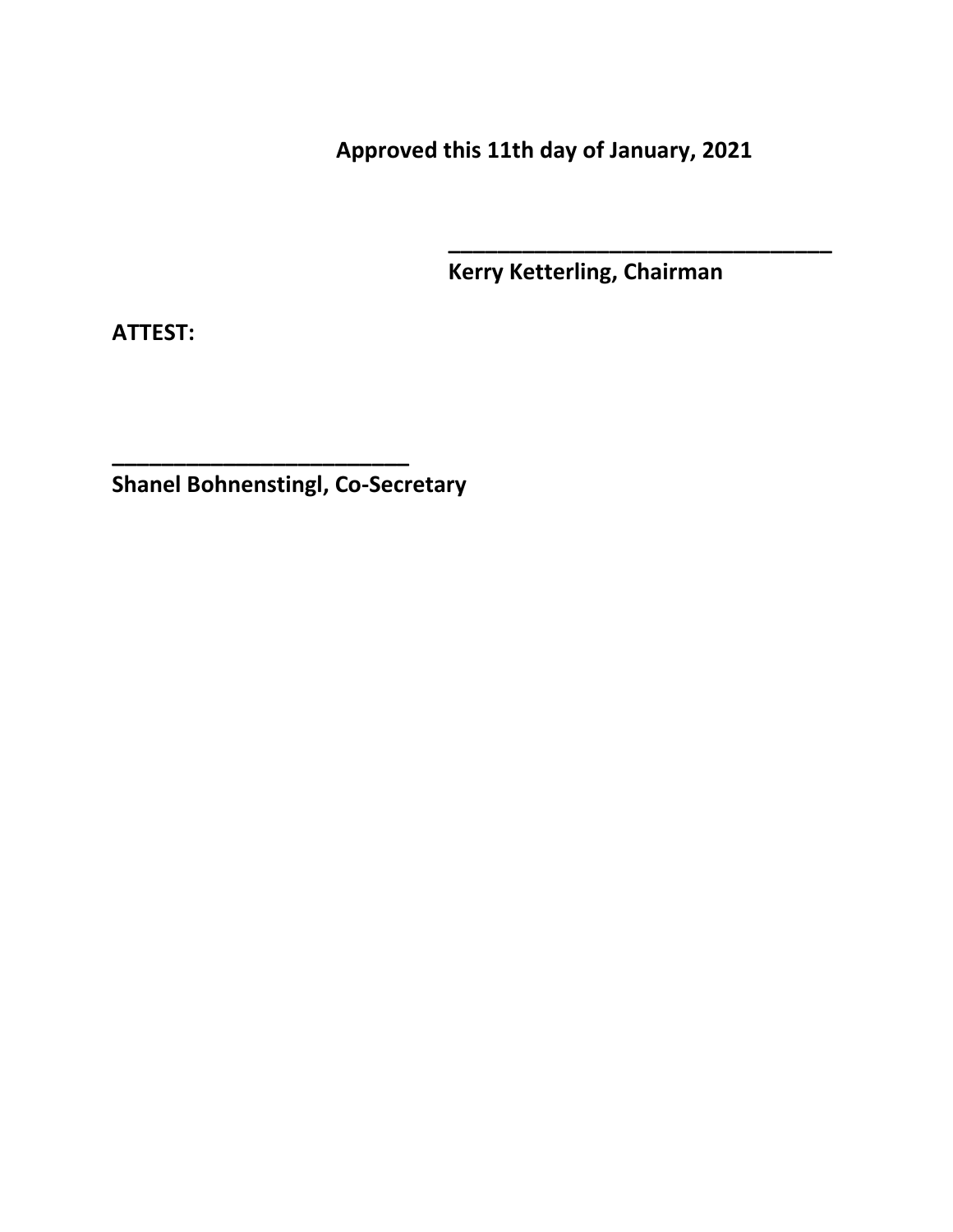**Approved this 11th day of January, 2021**

**\_\_\_\_\_\_\_\_\_\_\_\_\_\_\_\_\_\_\_\_\_\_\_\_\_\_\_\_\_\_\_\_\_**
**Kerry Ketterling, Chairman**

**ATTEST:**

**\_\_\_\_\_\_\_\_\_\_\_\_\_\_\_\_\_\_\_\_\_\_\_\_\_\_**
**Shanel Bohnenstingl, Co-Secretary**